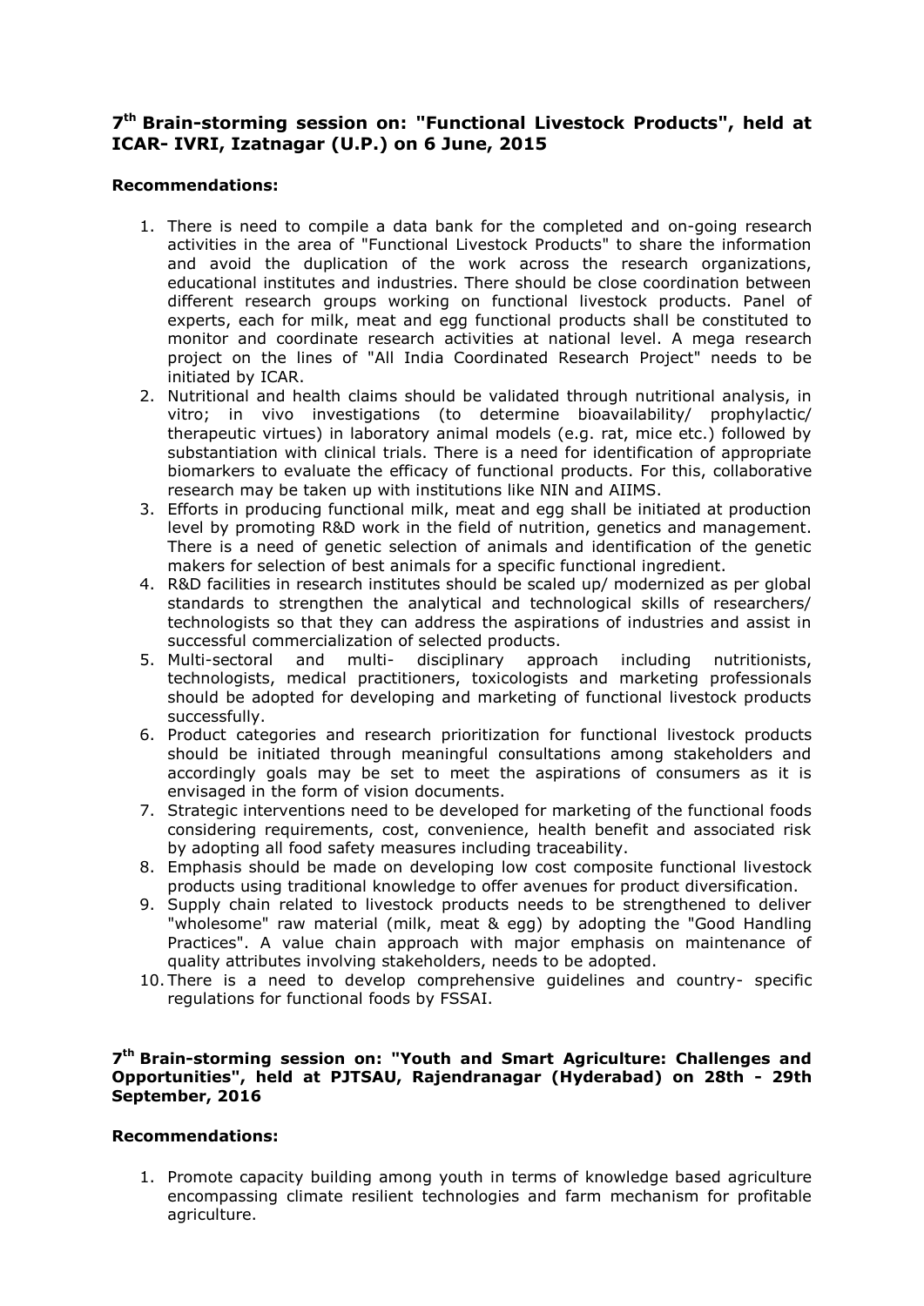## 7th Brain-storming session on: "Functional Livestock Products", held at ICAR- IVRI, Izatnagar (U.P.) on 6 June, 2015

**Recommendations:**

1. There is need to compile a data bank for the completed and on-going research activities in the area of "Functional Livestock Products" to share the information and avoid the duplication of the work across the research organizations, educational institutes and industries. There should be close coordination between different research groups working on functional livestock products. Panel of experts, each for milk, meat and egg functional products shall be constituted to monitor and coordinate research activities at national level. A mega research project on the lines of "All India Coordinated Research Project" needs to be initiated by ICAR.
2. Nutritional and health claims should be validated through nutritional analysis, in vitro; in vivo investigations (to determine bioavailability/ prophylactic/ therapeutic virtues) in laboratory animal models (e.g. rat, mice etc.) followed by substantiation with clinical trials. There is a need for identification of appropriate biomarkers to evaluate the efficacy of functional products. For this, collaborative research may be taken up with institutions like NIN and AIIMS.
3. Efforts in producing functional milk, meat and egg shall be initiated at production level by promoting R&D work in the field of nutrition, genetics and management. There is a need of genetic selection of animals and identification of the genetic makers for selection of best animals for a specific functional ingredient.
4. R&D facilities in research institutes should be scaled up/ modernized as per global standards to strengthen the analytical and technological skills of researchers/ technologists so that they can address the aspirations of industries and assist in successful commercialization of selected products.
5. Multi-sectoral and multi- disciplinary approach including nutritionists, technologists, medical practitioners, toxicologists and marketing professionals should be adopted for developing and marketing of functional livestock products successfully.
6. Product categories and research prioritization for functional livestock products should be initiated through meaningful consultations among stakeholders and accordingly goals may be set to meet the aspirations of consumers as it is envisaged in the form of vision documents.
7. Strategic interventions need to be developed for marketing of the functional foods considering requirements, cost, convenience, health benefit and associated risk by adopting all food safety measures including traceability.
8. Emphasis should be made on developing low cost composite functional livestock products using traditional knowledge to offer avenues for product diversification.
9. Supply chain related to livestock products needs to be strengthened to deliver "wholesome" raw material (milk, meat & egg) by adopting the "Good Handling Practices". A value chain approach with major emphasis on maintenance of quality attributes involving stakeholders, needs to be adopted.
10. There is a need to develop comprehensive guidelines and country- specific regulations for functional foods by FSSAI.

## 7th Brain-storming session on: "Youth and Smart Agriculture: Challenges and Opportunities", held at PJTSAU, Rajendranagar (Hyderabad) on 28th - 29th September, 2016

**Recommendations:**

1. Promote capacity building among youth in terms of knowledge based agriculture encompassing climate resilient technologies and farm mechanism for profitable agriculture.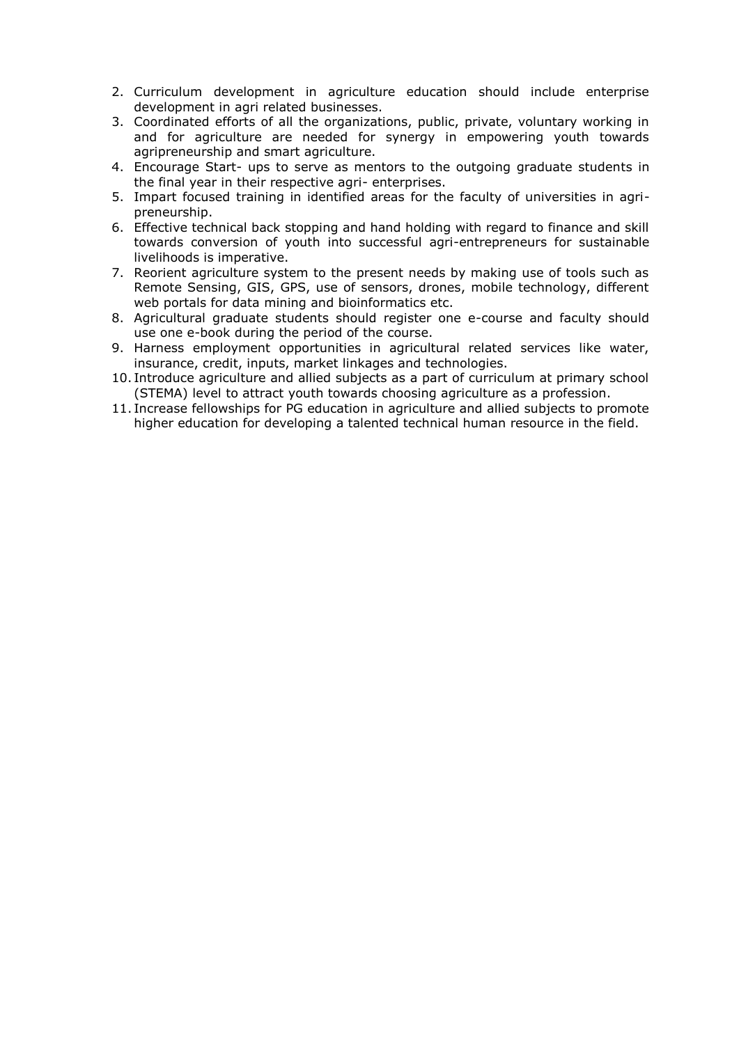2. Curriculum development in agriculture education should include enterprise development in agri related businesses.
3. Coordinated efforts of all the organizations, public, private, voluntary working in and for agriculture are needed for synergy in empowering youth towards agripreneurship and smart agriculture.
4. Encourage Start- ups to serve as mentors to the outgoing graduate students in the final year in their respective agri- enterprises.
5. Impart focused training in identified areas for the faculty of universities in agri-preneurship.
6. Effective technical back stopping and hand holding with regard to finance and skill towards conversion of youth into successful agri-entrepreneurs for sustainable livelihoods is imperative.
7. Reorient agriculture system to the present needs by making use of tools such as Remote Sensing, GIS, GPS, use of sensors, drones, mobile technology, different web portals for data mining and bioinformatics etc.
8. Agricultural graduate students should register one e-course and faculty should use one e-book during the period of the course.
9. Harness employment opportunities in agricultural related services like water, insurance, credit, inputs, market linkages and technologies.
10. Introduce agriculture and allied subjects as a part of curriculum at primary school (STEMA) level to attract youth towards choosing agriculture as a profession.
11. Increase fellowships for PG education in agriculture and allied subjects to promote higher education for developing a talented technical human resource in the field.